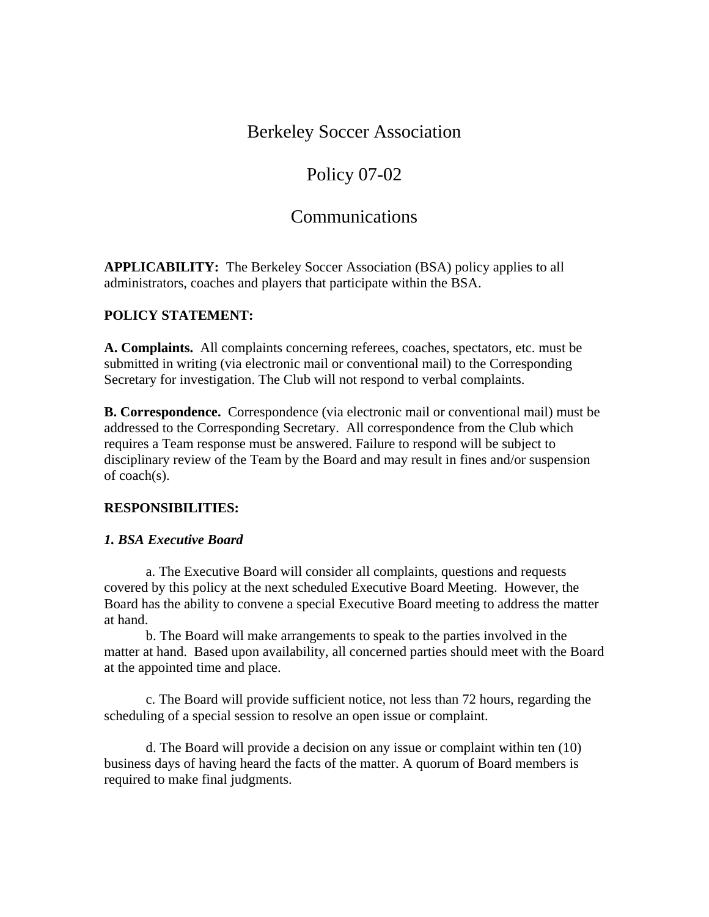# Berkeley Soccer Association

# Policy 07-02

# Communications

**APPLICABILITY:** The Berkeley Soccer Association (BSA) policy applies to all administrators, coaches and players that participate within the BSA.

**POLICY STATEMENT:**

**A. Complaints.** All complaints concerning referees, coaches, spectators, etc. must be submitted in writing (via electronic mail or conventional mail) to the Corresponding Secretary for investigation. The Club will not respond to verbal complaints.

**B. Correspondence.** Correspondence (via electronic mail or conventional mail) must be addressed to the Corresponding Secretary. All correspondence from the Club which requires a Team response must be answered. Failure to respond will be subject to disciplinary review of the Team by the Board and may result in fines and/or suspension of coach(s).

**RESPONSIBILITIES:**

***1. BSA Executive Board***

a. The Executive Board will consider all complaints, questions and requests covered by this policy at the next scheduled Executive Board Meeting. However, the Board has the ability to convene a special Executive Board meeting to address the matter at hand.

b. The Board will make arrangements to speak to the parties involved in the matter at hand. Based upon availability, all concerned parties should meet with the Board at the appointed time and place.

c. The Board will provide sufficient notice, not less than 72 hours, regarding the scheduling of a special session to resolve an open issue or complaint.

d. The Board will provide a decision on any issue or complaint within ten (10) business days of having heard the facts of the matter. A quorum of Board members is required to make final judgments.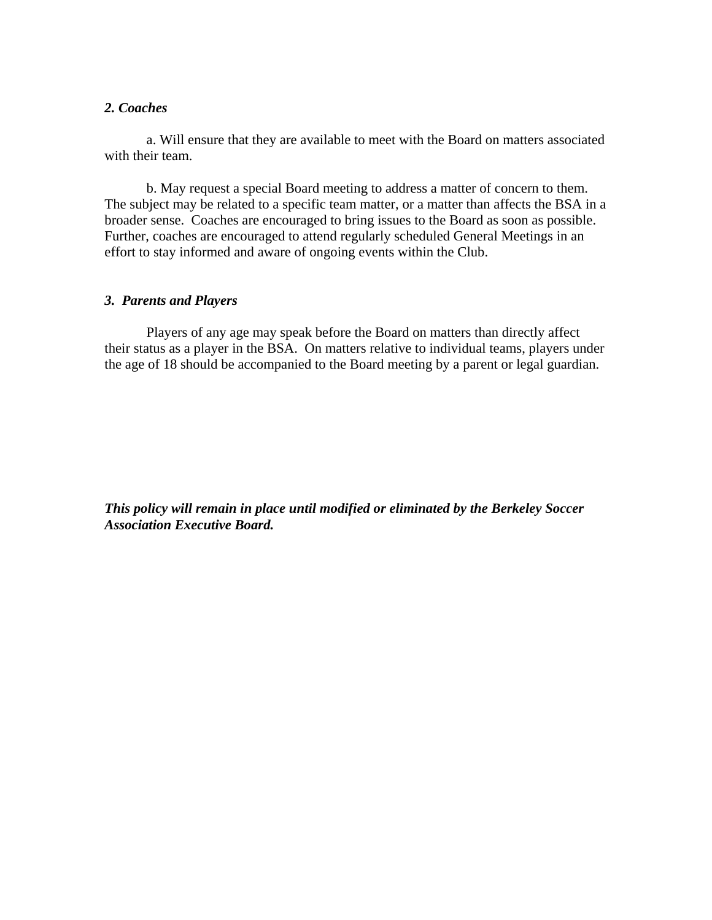***2. Coaches***

a. Will ensure that they are available to meet with the Board on matters associated with their team.

b. May request a special Board meeting to address a matter of concern to them. The subject may be related to a specific team matter, or a matter than affects the BSA in a broader sense. Coaches are encouraged to bring issues to the Board as soon as possible. Further, coaches are encouraged to attend regularly scheduled General Meetings in an effort to stay informed and aware of ongoing events within the Club.

***3. Parents and Players***

Players of any age may speak before the Board on matters than directly affect their status as a player in the BSA. On matters relative to individual teams, players under the age of 18 should be accompanied to the Board meeting by a parent or legal guardian.

***This policy will remain in place until modified or eliminated by the Berkeley Soccer Association Executive Board.***